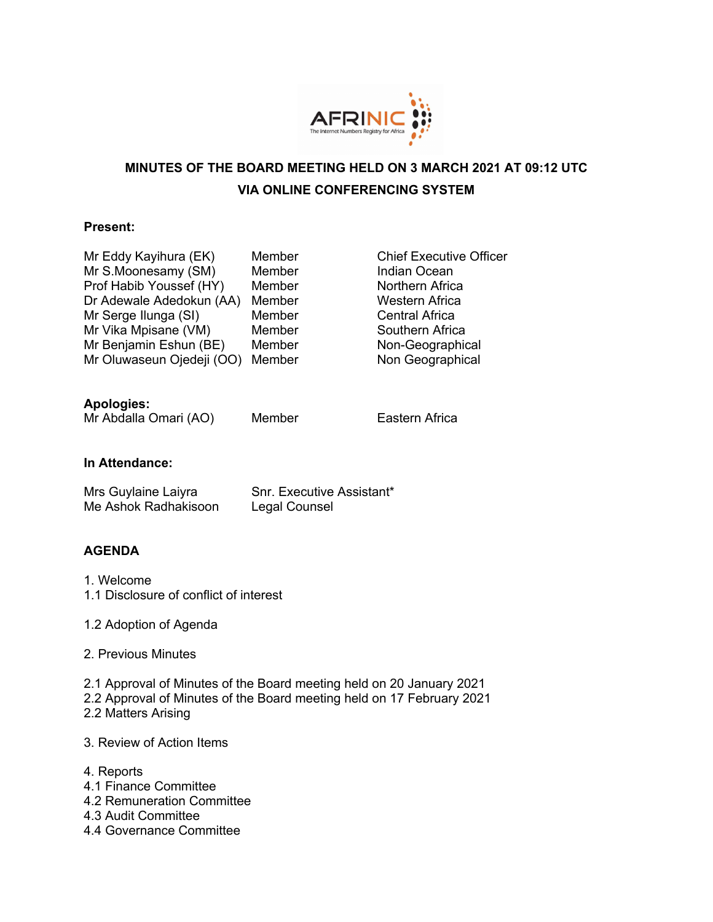# MINUTES OF THE BOARD MEETING HELD ON 3 MARCH 2021 AT 09:12 UTC

## VIA ONLINE CONFERENCING SYSTEM

**Present:**

| | | |
|---|---|---|
| Mr Eddy Kayihura (EK) | Member | Chief Executive Officer |
| Mr S.Moonesamy (SM) | Member | Indian Ocean |
| Prof Habib Youssef (HY) | Member | Northern Africa |
| Dr Adewale Adedokun (AA) | Member | Western Africa |
| Mr Serge Ilunga (SI) | Member | Central Africa |
| Mr Vika Mpisane (VM) | Member | Southern Africa |
| Mr Benjamin Eshun (BE) | Member | Non-Geographical |
| Mr Oluwaseun Ojedeji (OO) | Member | Non Geographical |

**Apologies:**

| | | |
|---|---|---|
| Mr Abdalla Omari (AO) | Member | Eastern Africa |

**In Attendance:**

| | |
|---|---|
| Mrs Guylaine Laiyra | Snr. Executive Assistant* |
| Me Ashok Radhakisoon | Legal Counsel |

**AGENDA**

1. Welcome
1.1 Disclosure of conflict of interest

1.2 Adoption of Agenda

2. Previous Minutes

2.1 Approval of Minutes of the Board meeting held on 20 January 2021
2.2 Approval of Minutes of the Board meeting held on 17 February 2021
2.2 Matters Arising

3. Review of Action Items

4. Reports
4.1 Finance Committee
4.2 Remuneration Committee
4.3 Audit Committee
4.4 Governance Committee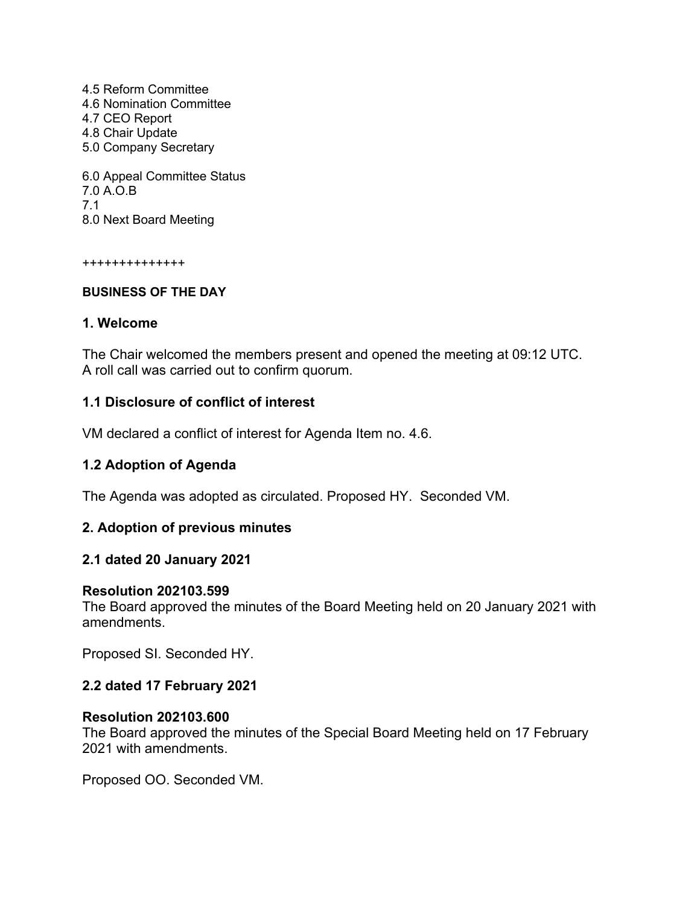4.5 Reform Committee
4.6 Nomination Committee
4.7 CEO Report
4.8 Chair Update
5.0 Company Secretary

6.0 Appeal Committee Status
7.0 A.O.B
7.1
8.0 Next Board Meeting

++++++++++++++

**BUSINESS OF THE DAY**

### 1. Welcome

The Chair welcomed the members present and opened the meeting at 09:12 UTC.
A roll call was carried out to confirm quorum.

### 1.1 Disclosure of conflict of interest

VM declared a conflict of interest for Agenda Item no. 4.6.

### 1.2 Adoption of Agenda

The Agenda was adopted as circulated. Proposed HY. Seconded VM.

### 2. Adoption of previous minutes

### 2.1 dated 20 January 2021

**Resolution 202103.599**
The Board approved the minutes of the Board Meeting held on 20 January 2021 with amendments.

Proposed SI. Seconded HY.

### 2.2 dated 17 February 2021

**Resolution 202103.600**
The Board approved the minutes of the Special Board Meeting held on 17 February 2021 with amendments.

Proposed OO. Seconded VM.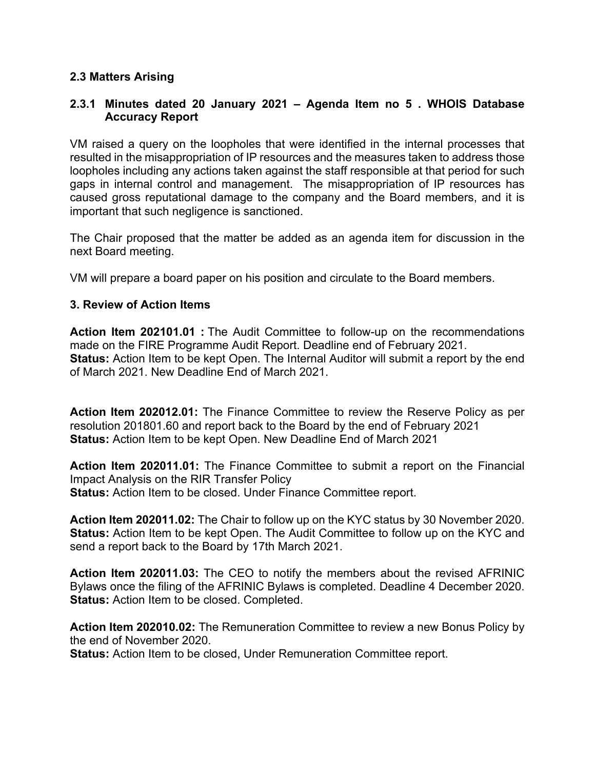## 2.3 Matters Arising

### 2.3.1 Minutes dated 20 January 2021 – Agenda Item no 5 . WHOIS Database Accuracy Report

VM raised a query on the loopholes that were identified in the internal processes that resulted in the misappropriation of IP resources and the measures taken to address those loopholes including any actions taken against the staff responsible at that period for such gaps in internal control and management. The misappropriation of IP resources has caused gross reputational damage to the company and the Board members, and it is important that such negligence is sanctioned.

The Chair proposed that the matter be added as an agenda item for discussion in the next Board meeting.

VM will prepare a board paper on his position and circulate to the Board members.

## 3. Review of Action Items

**Action Item 202101.01 :** The Audit Committee to follow-up on the recommendations made on the FIRE Programme Audit Report. Deadline end of February 2021.
**Status:** Action Item to be kept Open. The Internal Auditor will submit a report by the end of March 2021. New Deadline End of March 2021.

**Action Item 202012.01:** The Finance Committee to review the Reserve Policy as per resolution 201801.60 and report back to the Board by the end of February 2021
**Status:** Action Item to be kept Open. New Deadline End of March 2021

**Action Item 202011.01:** The Finance Committee to submit a report on the Financial Impact Analysis on the RIR Transfer Policy
**Status:** Action Item to be closed. Under Finance Committee report.

**Action Item 202011.02:** The Chair to follow up on the KYC status by 30 November 2020.
**Status:** Action Item to be kept Open. The Audit Committee to follow up on the KYC and send a report back to the Board by 17th March 2021.

**Action Item 202011.03:** The CEO to notify the members about the revised AFRINIC Bylaws once the filing of the AFRINIC Bylaws is completed. Deadline 4 December 2020.
**Status:** Action Item to be closed. Completed.

**Action Item 202010.02:** The Remuneration Committee to review a new Bonus Policy by the end of November 2020.
**Status:** Action Item to be closed, Under Remuneration Committee report.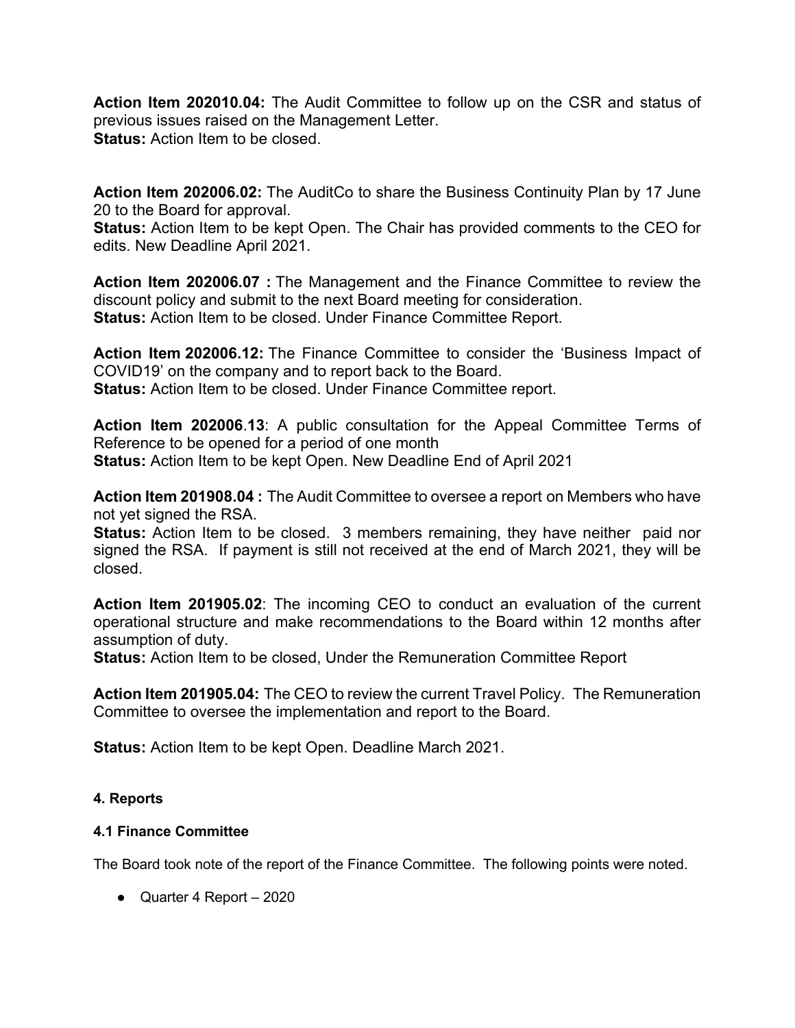**Action Item 202010.04:** The Audit Committee to follow up on the CSR and status of previous issues raised on the Management Letter.
**Status:** Action Item to be closed.

**Action Item 202006.02:** The AuditCo to share the Business Continuity Plan by 17 June 20 to the Board for approval.
**Status:** Action Item to be kept Open. The Chair has provided comments to the CEO for edits. New Deadline April 2021.

**Action Item 202006.07 :** The Management and the Finance Committee to review the discount policy and submit to the next Board meeting for consideration.
**Status:** Action Item to be closed. Under Finance Committee Report.

**Action Item 202006.12:** The Finance Committee to consider the 'Business Impact of COVID19' on the company and to report back to the Board.
**Status:** Action Item to be closed. Under Finance Committee report.

**Action Item 202006.13**: A public consultation for the Appeal Committee Terms of Reference to be opened for a period of one month
**Status:** Action Item to be kept Open. New Deadline End of April 2021

**Action Item 201908.04 :** The Audit Committee to oversee a report on Members who have not yet signed the RSA.
**Status:** Action Item to be closed. 3 members remaining, they have neither paid nor signed the RSA. If payment is still not received at the end of March 2021, they will be closed.

**Action Item 201905.02**: The incoming CEO to conduct an evaluation of the current operational structure and make recommendations to the Board within 12 months after assumption of duty.
**Status:** Action Item to be closed, Under the Remuneration Committee Report

**Action Item 201905.04:** The CEO to review the current Travel Policy. The Remuneration Committee to oversee the implementation and report to the Board.

**Status:** Action Item to be kept Open. Deadline March 2021.

#### 4. Reports

#### 4.1 Finance Committee

The Board took note of the report of the Finance Committee. The following points were noted.

- Quarter 4 Report – 2020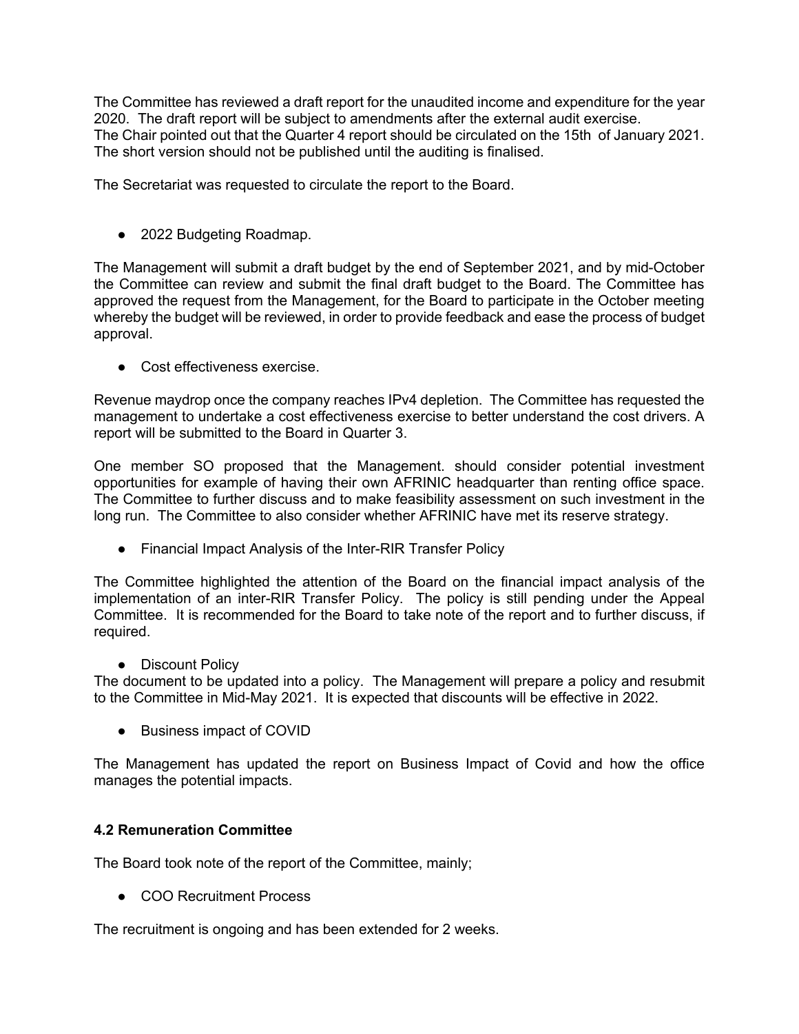The Committee has reviewed a draft report for the unaudited income and expenditure for the year 2020. The draft report will be subject to amendments after the external audit exercise. The Chair pointed out that the Quarter 4 report should be circulated on the 15th of January 2021. The short version should not be published until the auditing is finalised.

The Secretariat was requested to circulate the report to the Board.

- 2022 Budgeting Roadmap.

The Management will submit a draft budget by the end of September 2021, and by mid-October the Committee can review and submit the final draft budget to the Board. The Committee has approved the request from the Management, for the Board to participate in the October meeting whereby the budget will be reviewed, in order to provide feedback and ease the process of budget approval.

- Cost effectiveness exercise.

Revenue maydrop once the company reaches IPv4 depletion. The Committee has requested the management to undertake a cost effectiveness exercise to better understand the cost drivers. A report will be submitted to the Board in Quarter 3.

One member SO proposed that the Management. should consider potential investment opportunities for example of having their own AFRINIC headquarter than renting office space. The Committee to further discuss and to make feasibility assessment on such investment in the long run. The Committee to also consider whether AFRINIC have met its reserve strategy.

- Financial Impact Analysis of the Inter-RIR Transfer Policy

The Committee highlighted the attention of the Board on the financial impact analysis of the implementation of an inter-RIR Transfer Policy. The policy is still pending under the Appeal Committee. It is recommended for the Board to take note of the report and to further discuss, if required.

- Discount Policy

The document to be updated into a policy. The Management will prepare a policy and resubmit to the Committee in Mid-May 2021. It is expected that discounts will be effective in 2022.

- Business impact of COVID

The Management has updated the report on Business Impact of Covid and how the office manages the potential impacts.

**4.2 Remuneration Committee**

The Board took note of the report of the Committee, mainly;

- COO Recruitment Process

The recruitment is ongoing and has been extended for 2 weeks.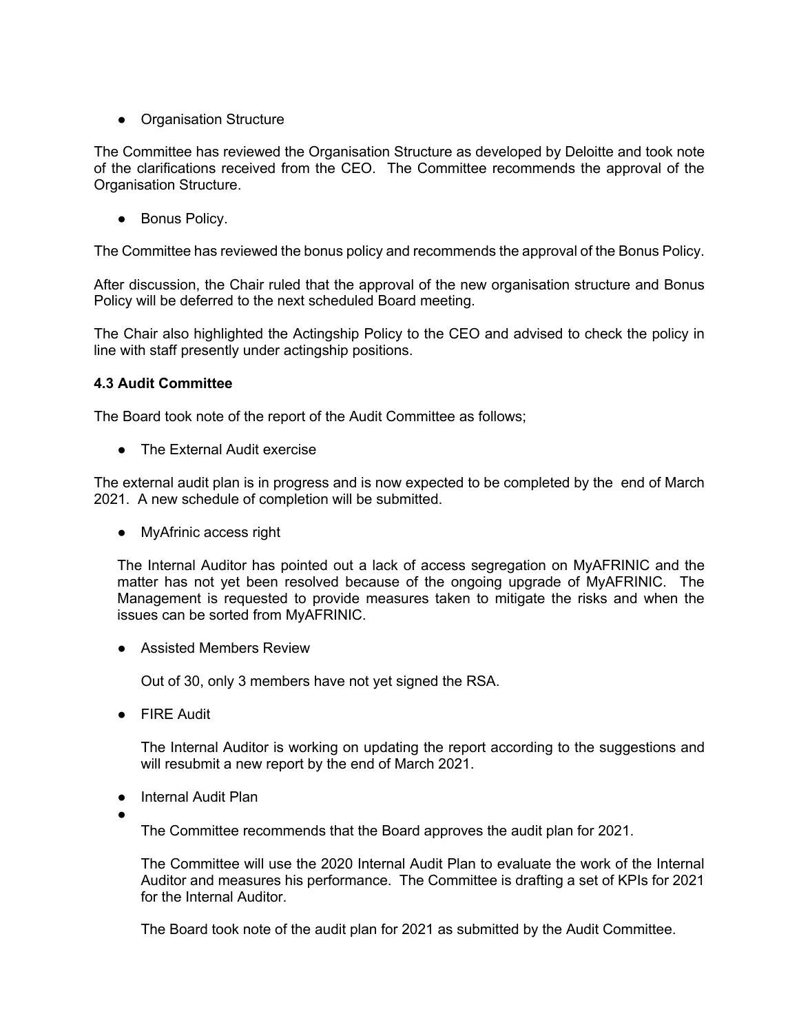- Organisation Structure

The Committee has reviewed the Organisation Structure as developed by Deloitte and took note of the clarifications received from the CEO. The Committee recommends the approval of the Organisation Structure.

- Bonus Policy.

The Committee has reviewed the bonus policy and recommends the approval of the Bonus Policy.

After discussion, the Chair ruled that the approval of the new organisation structure and Bonus Policy will be deferred to the next scheduled Board meeting.

The Chair also highlighted the Actingship Policy to the CEO and advised to check the policy in line with staff presently under actingship positions.

**4.3 Audit Committee**

The Board took note of the report of the Audit Committee as follows;

- The External Audit exercise

The external audit plan is in progress and is now expected to be completed by the end of March 2021. A new schedule of completion will be submitted.

- MyAfrinic access right

  The Internal Auditor has pointed out a lack of access segregation on MyAFRINIC and the matter has not yet been resolved because of the ongoing upgrade of MyAFRINIC. The Management is requested to provide measures taken to mitigate the risks and when the issues can be sorted from MyAFRINIC.

- Assisted Members Review

  Out of 30, only 3 members have not yet signed the RSA.

- FIRE Audit

  The Internal Auditor is working on updating the report according to the suggestions and will resubmit a new report by the end of March 2021.

- Internal Audit Plan
- 

  The Committee recommends that the Board approves the audit plan for 2021.

  The Committee will use the 2020 Internal Audit Plan to evaluate the work of the Internal Auditor and measures his performance. The Committee is drafting a set of KPIs for 2021 for the Internal Auditor.

  The Board took note of the audit plan for 2021 as submitted by the Audit Committee.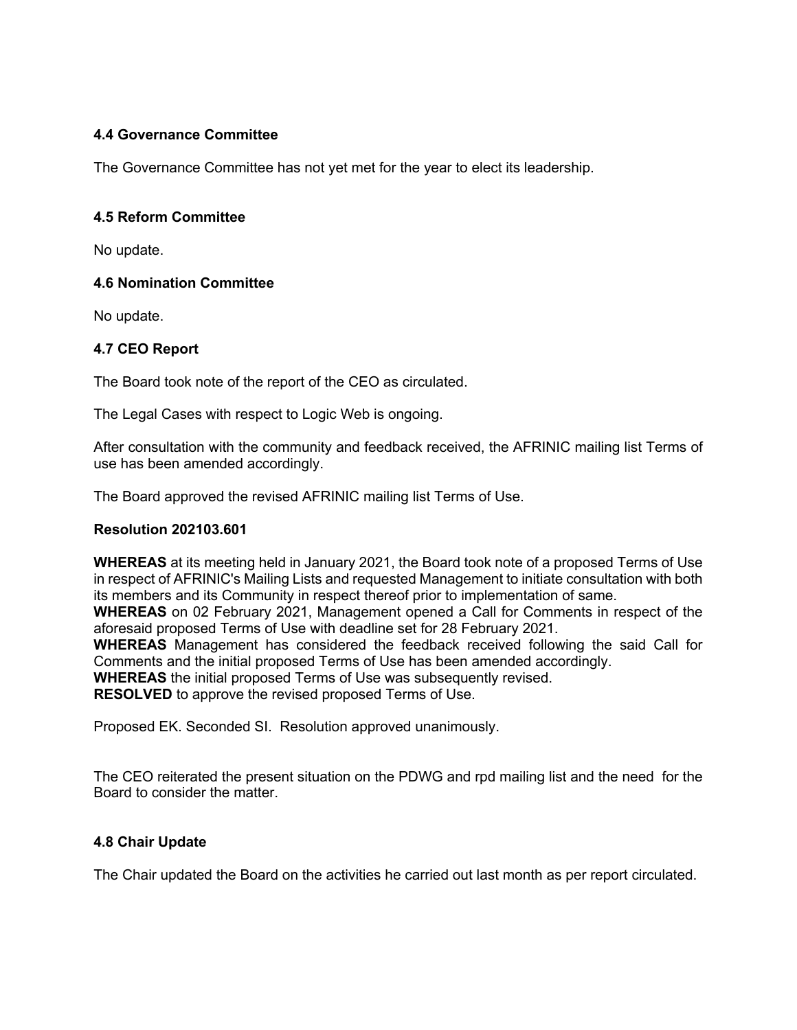### 4.4 Governance Committee

The Governance Committee has not yet met for the year to elect its leadership.

### 4.5 Reform Committee

No update.

### 4.6 Nomination Committee

No update.

### 4.7 CEO Report

The Board took note of the report of the CEO as circulated.

The Legal Cases with respect to Logic Web is ongoing.

After consultation with the community and feedback received, the AFRINIC mailing list Terms of use has been amended accordingly.

The Board approved the revised AFRINIC mailing list Terms of Use.

**Resolution 202103.601**

**WHEREAS** at its meeting held in January 2021, the Board took note of a proposed Terms of Use in respect of AFRINIC's Mailing Lists and requested Management to initiate consultation with both its members and its Community in respect thereof prior to implementation of same.
**WHEREAS** on 02 February 2021, Management opened a Call for Comments in respect of the aforesaid proposed Terms of Use with deadline set for 28 February 2021.
**WHEREAS** Management has considered the feedback received following the said Call for Comments and the initial proposed Terms of Use has been amended accordingly.
**WHEREAS** the initial proposed Terms of Use was subsequently revised.
**RESOLVED** to approve the revised proposed Terms of Use.

Proposed EK. Seconded SI. Resolution approved unanimously.

The CEO reiterated the present situation on the PDWG and rpd mailing list and the need for the Board to consider the matter.

### 4.8 Chair Update

The Chair updated the Board on the activities he carried out last month as per report circulated.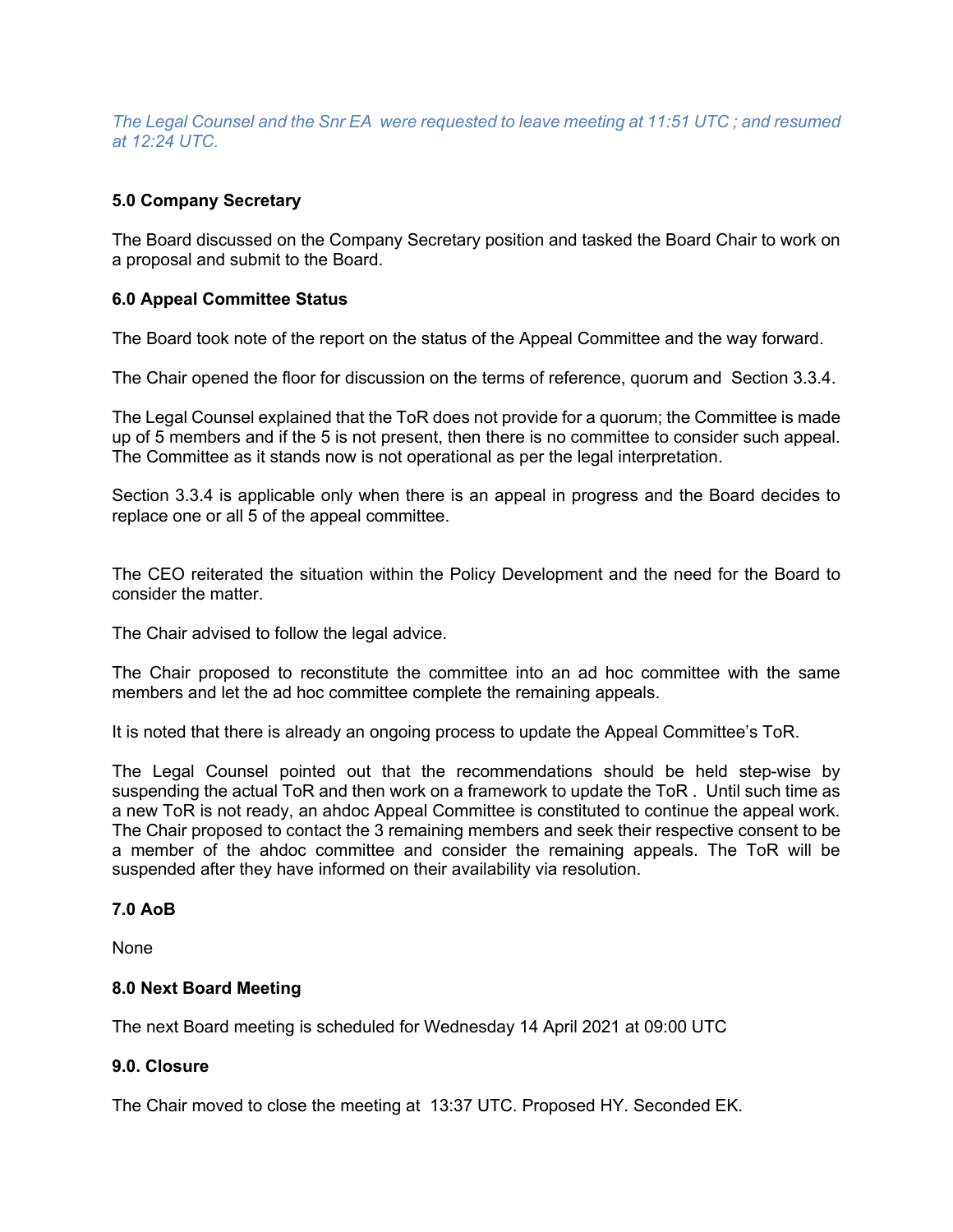*The Legal Counsel and the Snr EA were requested to leave meeting at 11:51 UTC ; and resumed at 12:24 UTC.*

### 5.0 Company Secretary

The Board discussed on the Company Secretary position and tasked the Board Chair to work on a proposal and submit to the Board.

### 6.0 Appeal Committee Status

The Board took note of the report on the status of the Appeal Committee and the way forward.

The Chair opened the floor for discussion on the terms of reference, quorum and Section 3.3.4.

The Legal Counsel explained that the ToR does not provide for a quorum; the Committee is made up of 5 members and if the 5 is not present, then there is no committee to consider such appeal. The Committee as it stands now is not operational as per the legal interpretation.

Section 3.3.4 is applicable only when there is an appeal in progress and the Board decides to replace one or all 5 of the appeal committee.

The CEO reiterated the situation within the Policy Development and the need for the Board to consider the matter.

The Chair advised to follow the legal advice.

The Chair proposed to reconstitute the committee into an ad hoc committee with the same members and let the ad hoc committee complete the remaining appeals.

It is noted that there is already an ongoing process to update the Appeal Committee's ToR.

The Legal Counsel pointed out that the recommendations should be held step-wise by suspending the actual ToR and then work on a framework to update the ToR . Until such time as a new ToR is not ready, an ahdoc Appeal Committee is constituted to continue the appeal work. The Chair proposed to contact the 3 remaining members and seek their respective consent to be a member of the ahdoc committee and consider the remaining appeals. The ToR will be suspended after they have informed on their availability via resolution.

### 7.0 AoB

None

### 8.0 Next Board Meeting

The next Board meeting is scheduled for Wednesday 14 April 2021 at 09:00 UTC

### 9.0. Closure

The Chair moved to close the meeting at 13:37 UTC. Proposed HY. Seconded EK.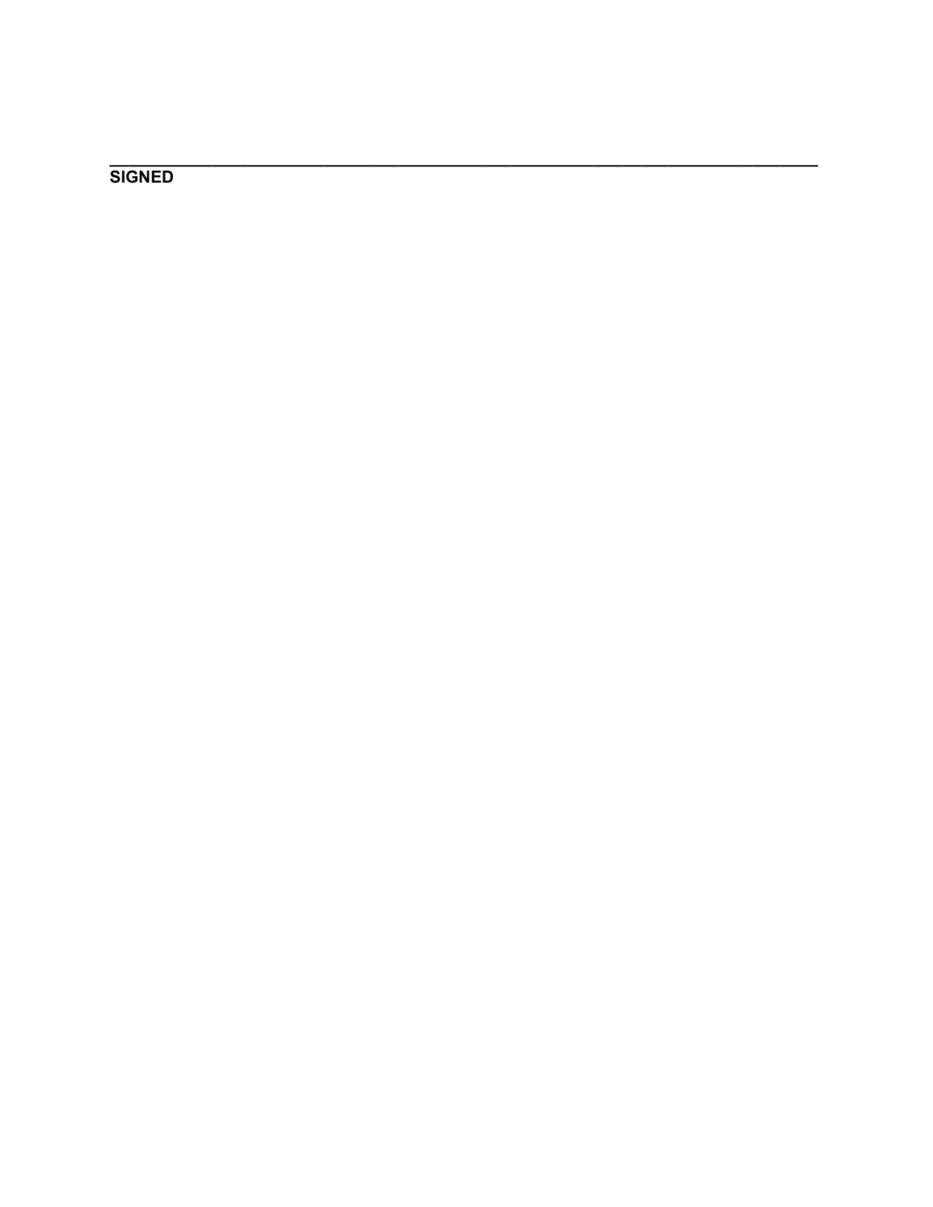\_\_\_\_\_\_\_\_\_\_\_\_\_\_\_\_\_\_\_\_\_\_\_\_\_\_\_\_\_\_\_\_\_\_\_\_\_\_\_\_\_\_\_\_\_\_\_\_\_\_\_\_\_\_\_\_\_\_\_\_\_\_\_\_\_\_\_\_\_\_

**SIGNED**